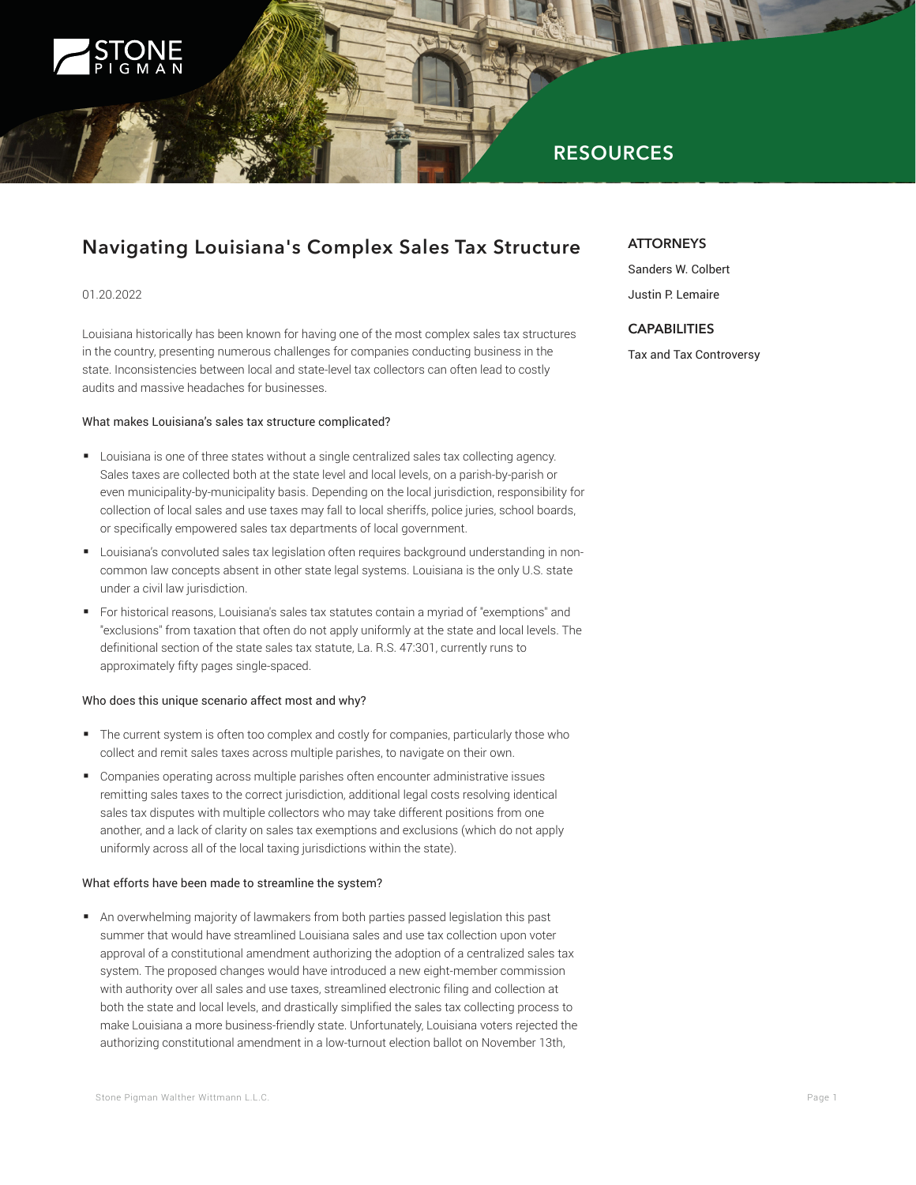# Navigating Louisiana's Complex Sales Tax Structure

01.20.2022

**ATTORNEYS**

Sanders W. Colbert

Justin P. Lemaire

**CAPABILITIES**

Tax and Tax Controversy

Louisiana historically has been known for having one of the most complex sales tax structures in the country, presenting numerous challenges for companies conducting business in the state. Inconsistencies between local and state-level tax collectors can often lead to costly audits and massive headaches for businesses.

What makes Louisiana's sales tax structure complicated?

- Louisiana is one of three states without a single centralized sales tax collecting agency. Sales taxes are collected both at the state level and local levels, on a parish-by-parish or even municipality-by-municipality basis. Depending on the local jurisdiction, responsibility for collection of local sales and use taxes may fall to local sheriffs, police juries, school boards, or specifically empowered sales tax departments of local government.
- Louisiana's convoluted sales tax legislation often requires background understanding in non-common law concepts absent in other state legal systems. Louisiana is the only U.S. state under a civil law jurisdiction.
- For historical reasons, Louisiana's sales tax statutes contain a myriad of "exemptions" and "exclusions" from taxation that often do not apply uniformly at the state and local levels. The definitional section of the state sales tax statute, La. R.S. 47:301, currently runs to approximately fifty pages single-spaced.

Who does this unique scenario affect most and why?

- The current system is often too complex and costly for companies, particularly those who collect and remit sales taxes across multiple parishes, to navigate on their own.
- Companies operating across multiple parishes often encounter administrative issues remitting sales taxes to the correct jurisdiction, additional legal costs resolving identical sales tax disputes with multiple collectors who may take different positions from one another, and a lack of clarity on sales tax exemptions and exclusions (which do not apply uniformly across all of the local taxing jurisdictions within the state).

What efforts have been made to streamline the system?

- An overwhelming majority of lawmakers from both parties passed legislation this past summer that would have streamlined Louisiana sales and use tax collection upon voter approval of a constitutional amendment authorizing the adoption of a centralized sales tax system. The proposed changes would have introduced a new eight-member commission with authority over all sales and use taxes, streamlined electronic filing and collection at both the state and local levels, and drastically simplified the sales tax collecting process to make Louisiana a more business-friendly state. Unfortunately, Louisiana voters rejected the authorizing constitutional amendment in a low-turnout election ballot on November 13th,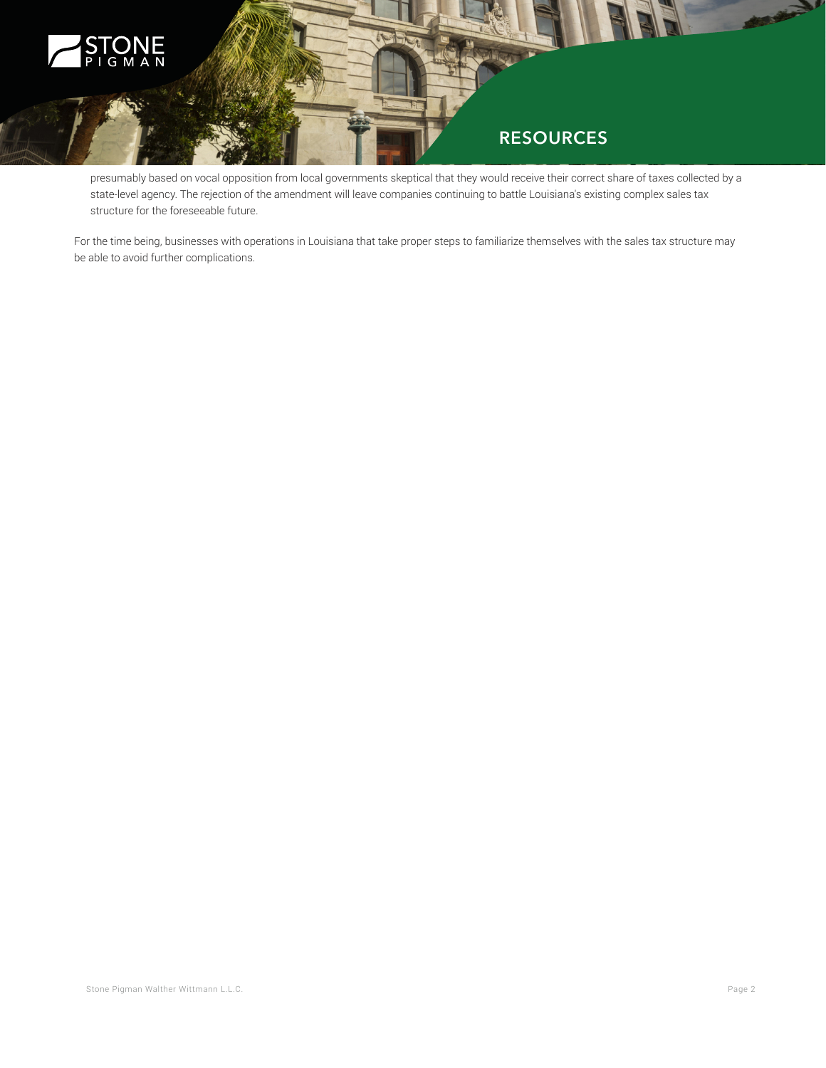presumably based on vocal opposition from local governments skeptical that they would receive their correct share of taxes collected by a state-level agency. The rejection of the amendment will leave companies continuing to battle Louisiana's existing complex sales tax structure for the foreseeable future.

For the time being, businesses with operations in Louisiana that take proper steps to familiarize themselves with the sales tax structure may be able to avoid further complications.